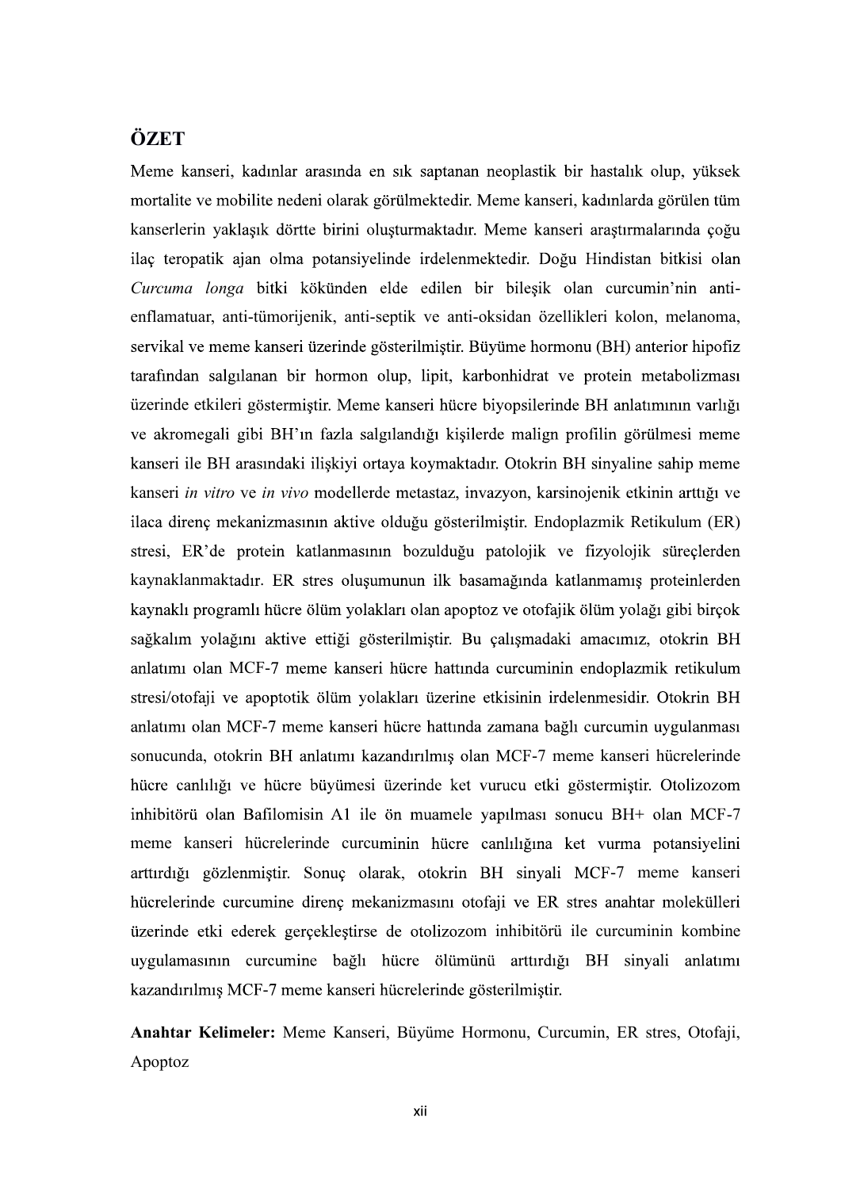## ÖZET

Meme kanseri, kadınlar arasında en sık saptanan neoplastik bir hastalık olup, yüksek mortalite ve mobilite nedeni olarak görülmektedir. Meme kanseri, kadınlarda görülen tüm kanserlerin yaklaşık dörtte birini oluşturmaktadır. Meme kanseri araştırmalarında çoğu ilaç teropatik ajan olma potansiyelinde irdelenmektedir. Doğu Hindistan bitkisi olan *Curcuma longa* bitki kökünden elde edilen bir bileşik olan curcumin'nin anti-enflamatuar, anti-tümorijenik, anti-septik ve anti-oksidan özellikleri kolon, melanoma, servikal ve meme kanseri üzerinde gösterilmiştir. Büyüme hormonu (BH) anterior hipofiz tarafından salgılanan bir hormon olup, lipit, karbonhidrat ve protein metabolizması üzerinde etkileri göstermiştir. Meme kanseri hücre biyopsilerinde BH anlatımının varlığı ve akromegali gibi BH'ın fazla salgılandığı kişilerde malign profilin görülmesi meme kanseri ile BH arasındaki ilişkiyi ortaya koymaktadır. Otokrin BH sinyaline sahip meme kanseri *in vitro* ve *in vivo* modellerde metastaz, invazyon, karsinojenik etkinin arttığı ve ilaca direnç mekanizmasının aktive olduğu gösterilmiştir. Endoplazmik Retikulum (ER) stresi, ER'de protein katlanmasının bozulduğu patolojik ve fizyolojik süreçlerden kaynaklanmaktadır. ER stres oluşumunun ilk basamağında katlanmamış proteinlerden kaynaklı programlı hücre ölüm yolakları olan apoptoz ve otofajik ölüm yolağı gibi birçok sağkalım yolağını aktive ettiği gösterilmiştir. Bu çalışmadaki amacımız, otokrin BH anlatımı olan MCF-7 meme kanseri hücre hattında curcuminin endoplazmik retikulum stresi/otofaji ve apoptotik ölüm yolakları üzerine etkisinin irdelenmesidir. Otokrin BH anlatımı olan MCF-7 meme kanseri hücre hattında zamana bağlı curcumin uygulanması sonucunda, otokrin BH anlatımı kazandırılmış olan MCF-7 meme kanseri hücrelerinde hücre canlılığı ve hücre büyümesi üzerinde ket vurucu etki göstermiştir. Otolizozom inhibitörü olan Bafilomisin A1 ile ön muamele yapılması sonucu BH+ olan MCF-7 meme kanseri hücrelerinde curcuminin hücre canlılığına ket vurma potansiyelini arttırdığı gözlenmiştir. Sonuç olarak, otokrin BH sinyali MCF-7 meme kanseri hücrelerinde curcumine direnç mekanizmasını otofaji ve ER stres anahtar molekülleri üzerinde etki ederek gerçekleştirse de otolizozom inhibitörü ile curcuminin kombine uygulamasının curcumine bağlı hücre ölümünü arttırdığı BH sinyali anlatımı kazandırılmış MCF-7 meme kanseri hücrelerinde gösterilmiştir.

**Anahtar Kelimeler:** Meme Kanseri, Büyüme Hormonu, Curcumin, ER stres, Otofaji, Apoptoz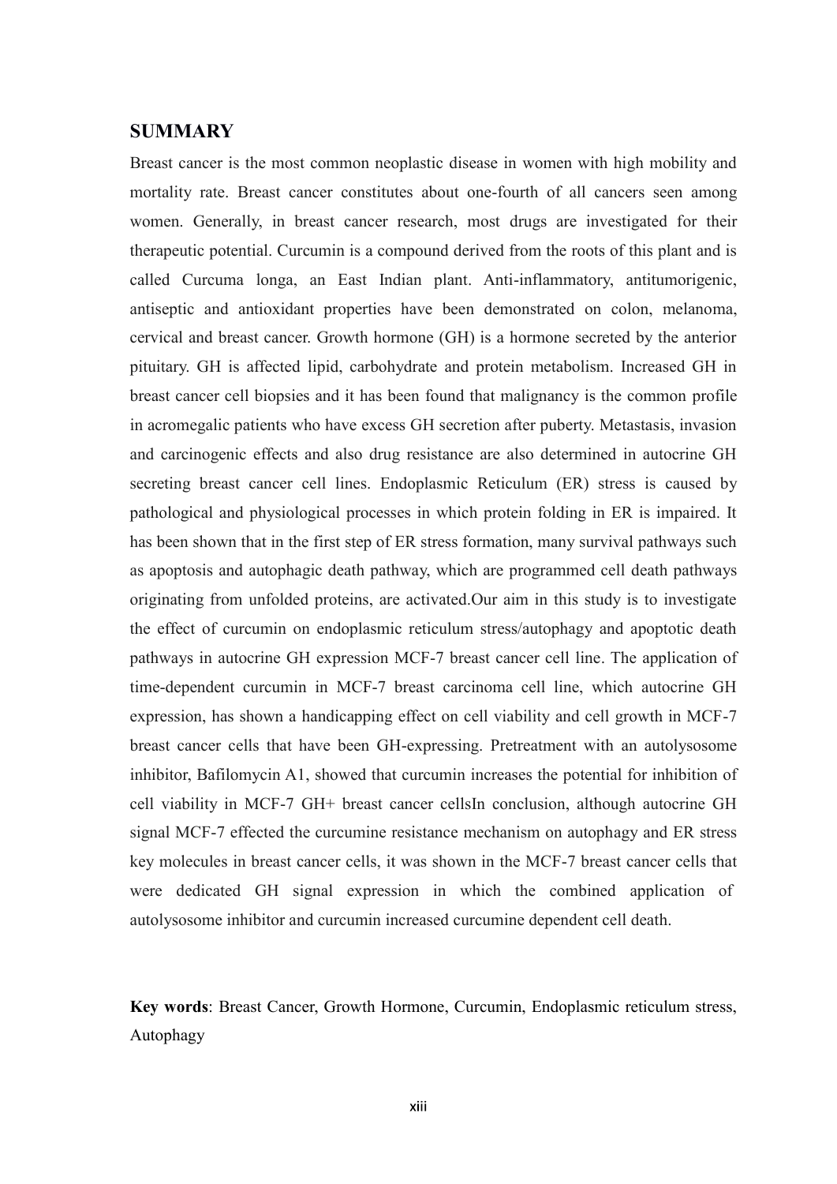## SUMMARY

Breast cancer is the most common neoplastic disease in women with high mobility and mortality rate. Breast cancer constitutes about one-fourth of all cancers seen among women. Generally, in breast cancer research, most drugs are investigated for their therapeutic potential. Curcumin is a compound derived from the roots of this plant and is called Curcuma longa, an East Indian plant. Anti-inflammatory, antitumorigenic, antiseptic and antioxidant properties have been demonstrated on colon, melanoma, cervical and breast cancer. Growth hormone (GH) is a hormone secreted by the anterior pituitary. GH is affected lipid, carbohydrate and protein metabolism. Increased GH in breast cancer cell biopsies and it has been found that malignancy is the common profile in acromegalic patients who have excess GH secretion after puberty. Metastasis, invasion and carcinogenic effects and also drug resistance are also determined in autocrine GH secreting breast cancer cell lines. Endoplasmic Reticulum (ER) stress is caused by pathological and physiological processes in which protein folding in ER is impaired. It has been shown that in the first step of ER stress formation, many survival pathways such as apoptosis and autophagic death pathway, which are programmed cell death pathways originating from unfolded proteins, are activated.Our aim in this study is to investigate the effect of curcumin on endoplasmic reticulum stress/autophagy and apoptotic death pathways in autocrine GH expression MCF-7 breast cancer cell line. The application of time-dependent curcumin in MCF-7 breast carcinoma cell line, which autocrine GH expression, has shown a handicapping effect on cell viability and cell growth in MCF-7 breast cancer cells that have been GH-expressing. Pretreatment with an autolysosome inhibitor, Bafilomycin A1, showed that curcumin increases the potential for inhibition of cell viability in MCF-7 GH+ breast cancer cellsIn conclusion, although autocrine GH signal MCF-7 effected the curcumine resistance mechanism on autophagy and ER stress key molecules in breast cancer cells, it was shown in the MCF-7 breast cancer cells that were dedicated GH signal expression in which the combined application of autolysosome inhibitor and curcumin increased curcumine dependent cell death.

**Key words**: Breast Cancer, Growth Hormone, Curcumin, Endoplasmic reticulum stress, Autophagy